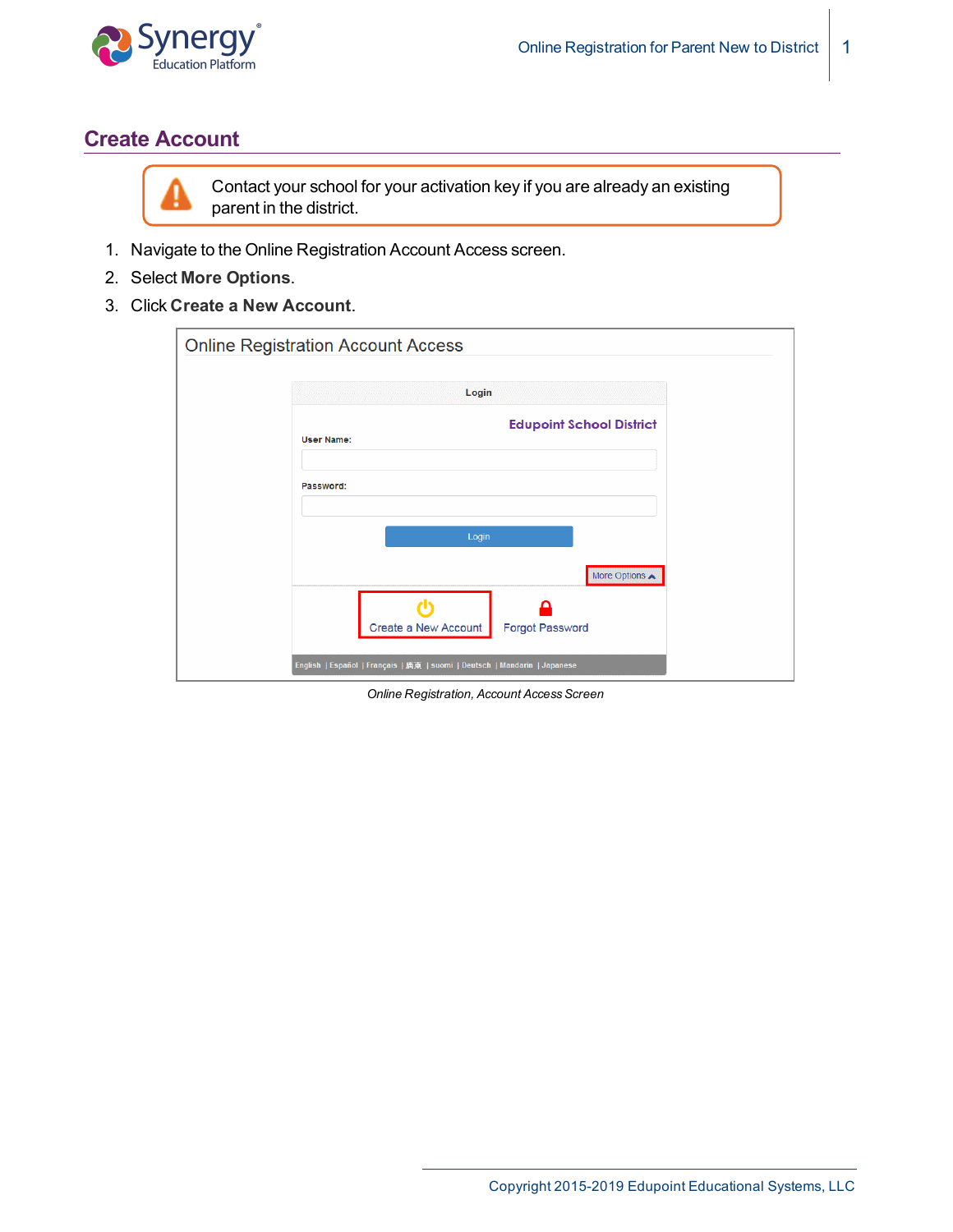## Create Account

> Contact your school for your activation key if you are already an existing parent in the district.

1. Navigate to the Online Registration Account Access screen.
2. Select **More Options**.
3. Click **Create a New Account**.

*Online Registration, Account Access Screen*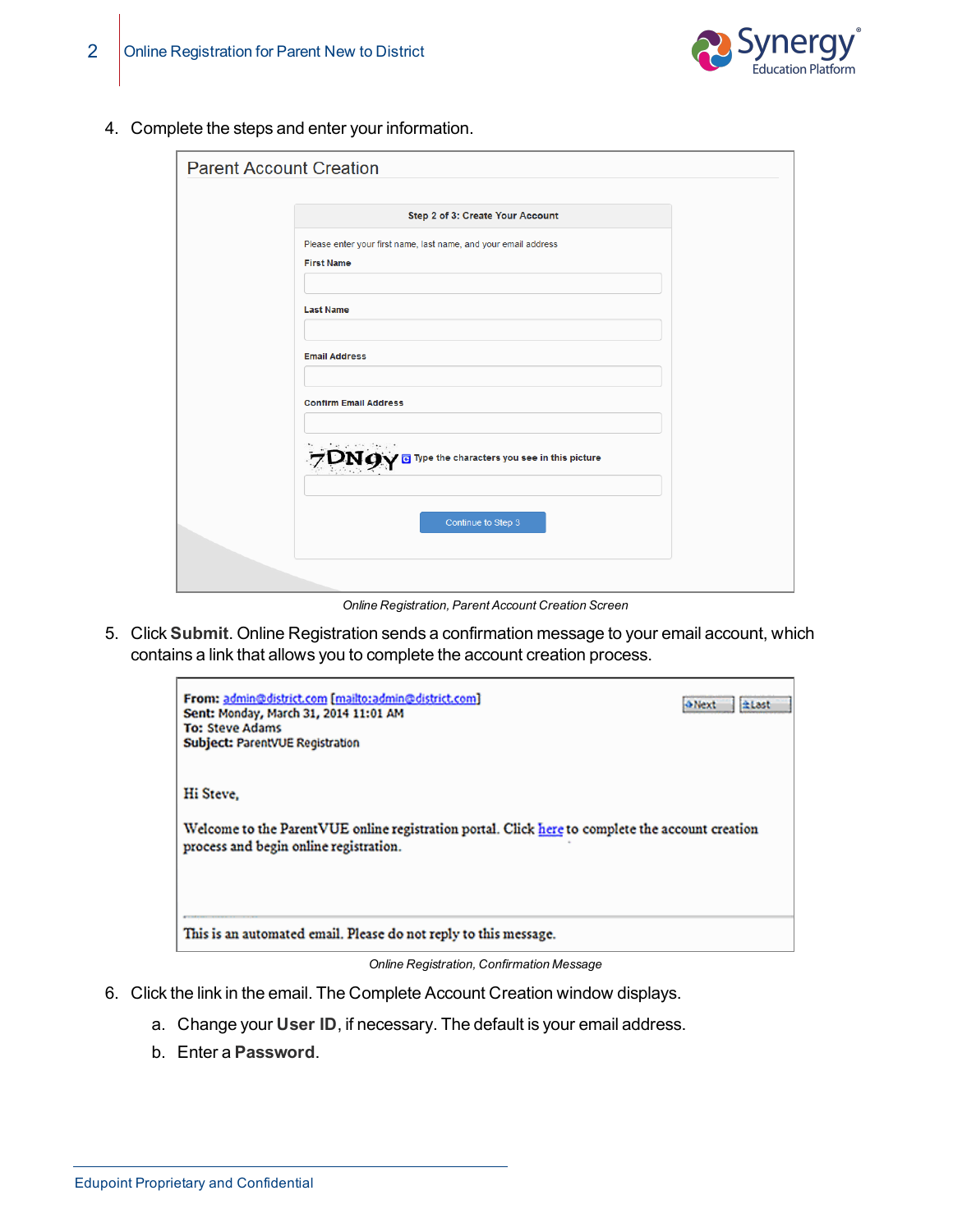4. Complete the steps and enter your information.

*Online Registration, Parent Account Creation Screen*

5. Click **Submit**. Online Registration sends a confirmation message to your email account, which contains a link that allows you to complete the account creation process.

*Online Registration, Confirmation Message*

6. Click the link in the email. The Complete Account Creation window displays.
   a. Change your **User ID**, if necessary. The default is your email address.
   b. Enter a **Password**.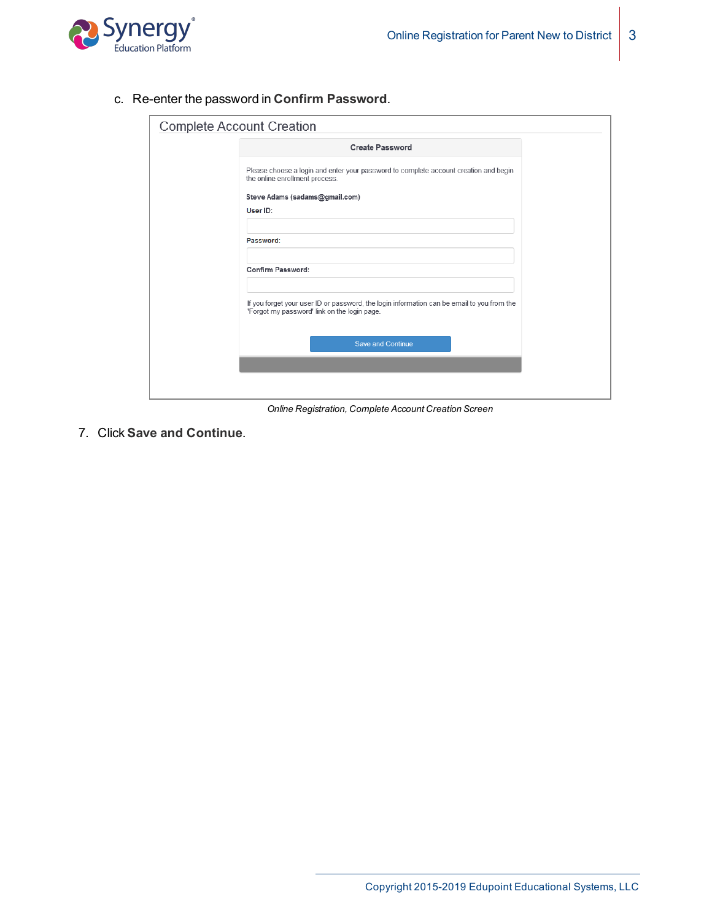c. Re-enter the password in **Confirm Password**.

Complete Account Creation

Create Password

Please choose a login and enter your password to complete account creation and begin the online enrollment process.

Steve Adams (sadams@gmail.com)

User ID:

Password:

Confirm Password:

If you forget your user ID or password, the login information can be email to you from the 'Forgot my password' link on the login page.

Save and Continue

*Online Registration, Complete Account Creation Screen*

7. Click **Save and Continue**.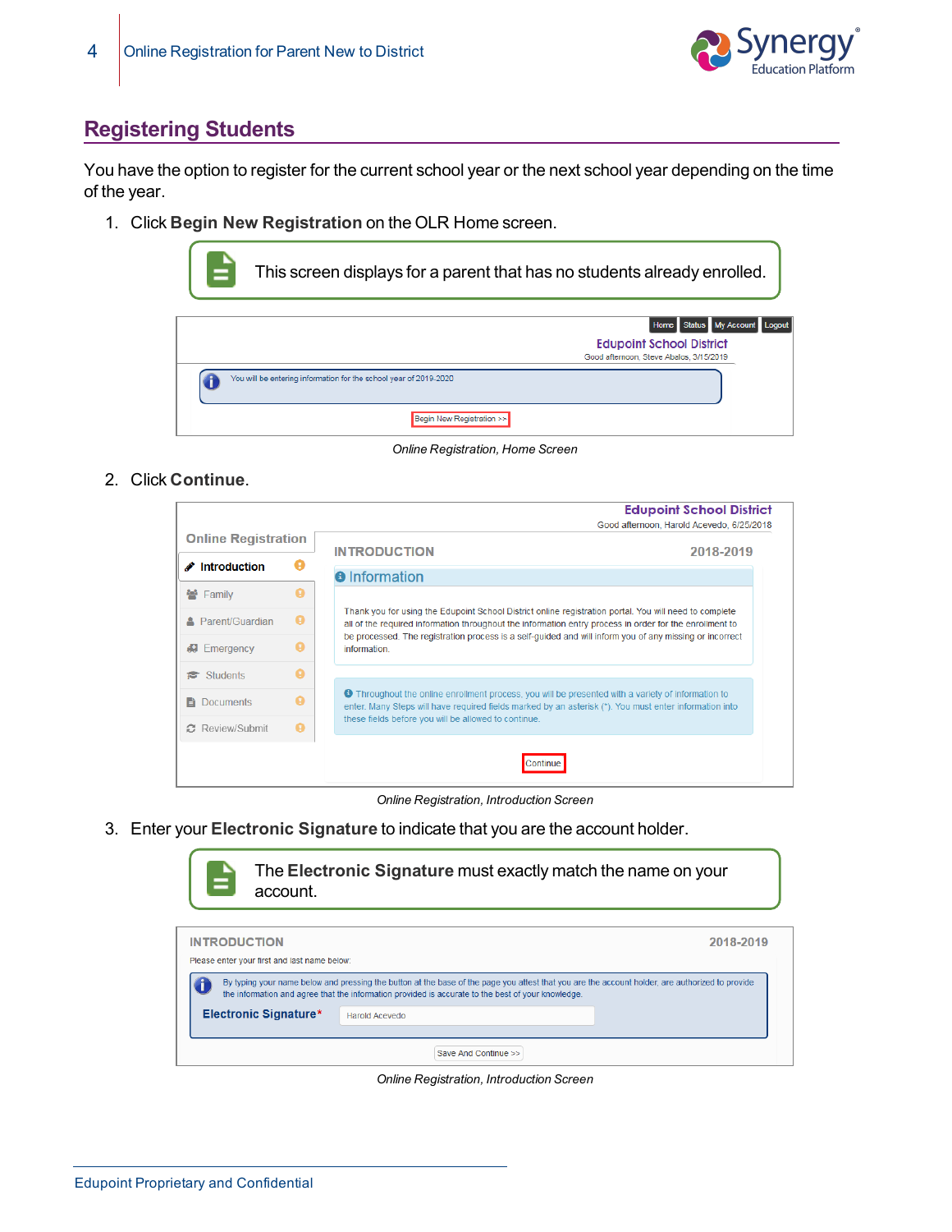## Registering Students

You have the option to register for the current school year or the next school year depending on the time of the year.

1. Click **Begin New Registration** on the OLR Home screen.

   > This screen displays for a parent that has no students already enrolled.

   *Online Registration, Home Screen*

2. Click **Continue**.

   *Online Registration, Introduction Screen*

3. Enter your **Electronic Signature** to indicate that you are the account holder.

   > The **Electronic Signature** must exactly match the name on your account.

   *Online Registration, Introduction Screen*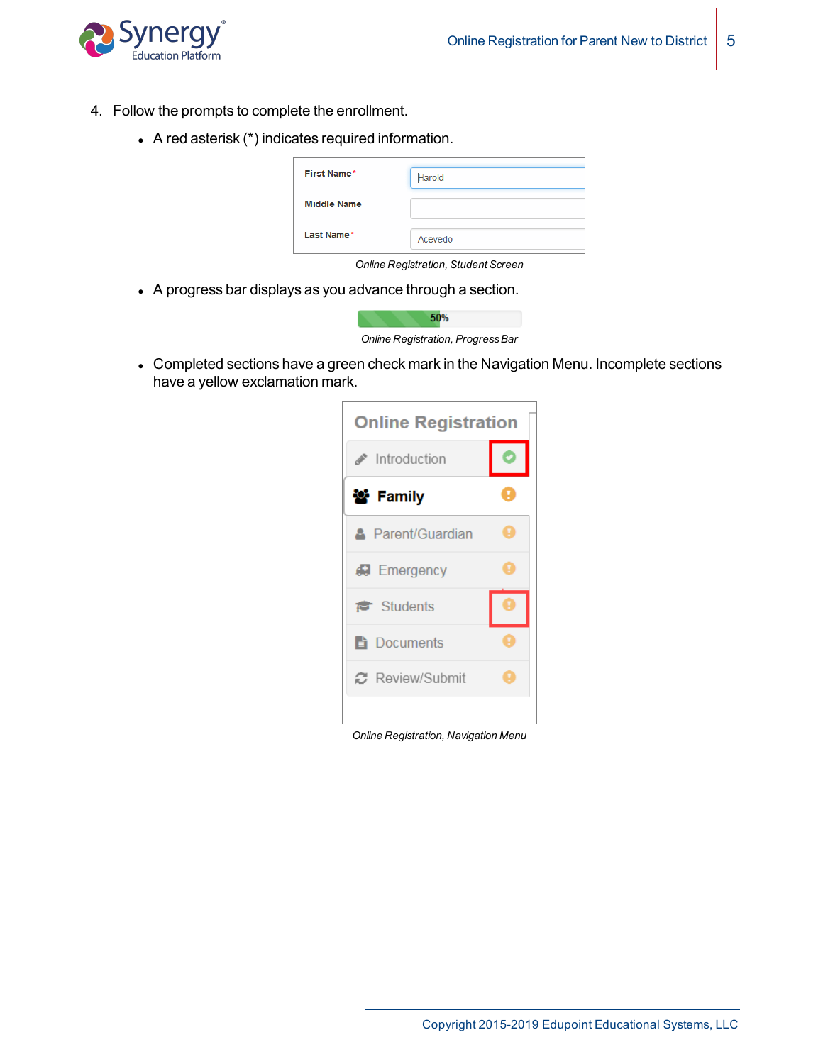4. Follow the prompts to complete the enrollment.

   - A red asterisk (*) indicates required information.

     Online Registration, Student Screen

   - A progress bar displays as you advance through a section.

     Online Registration, Progress Bar

   - Completed sections have a green check mark in the Navigation Menu. Incomplete sections have a yellow exclamation mark.

     Online Registration, Navigation Menu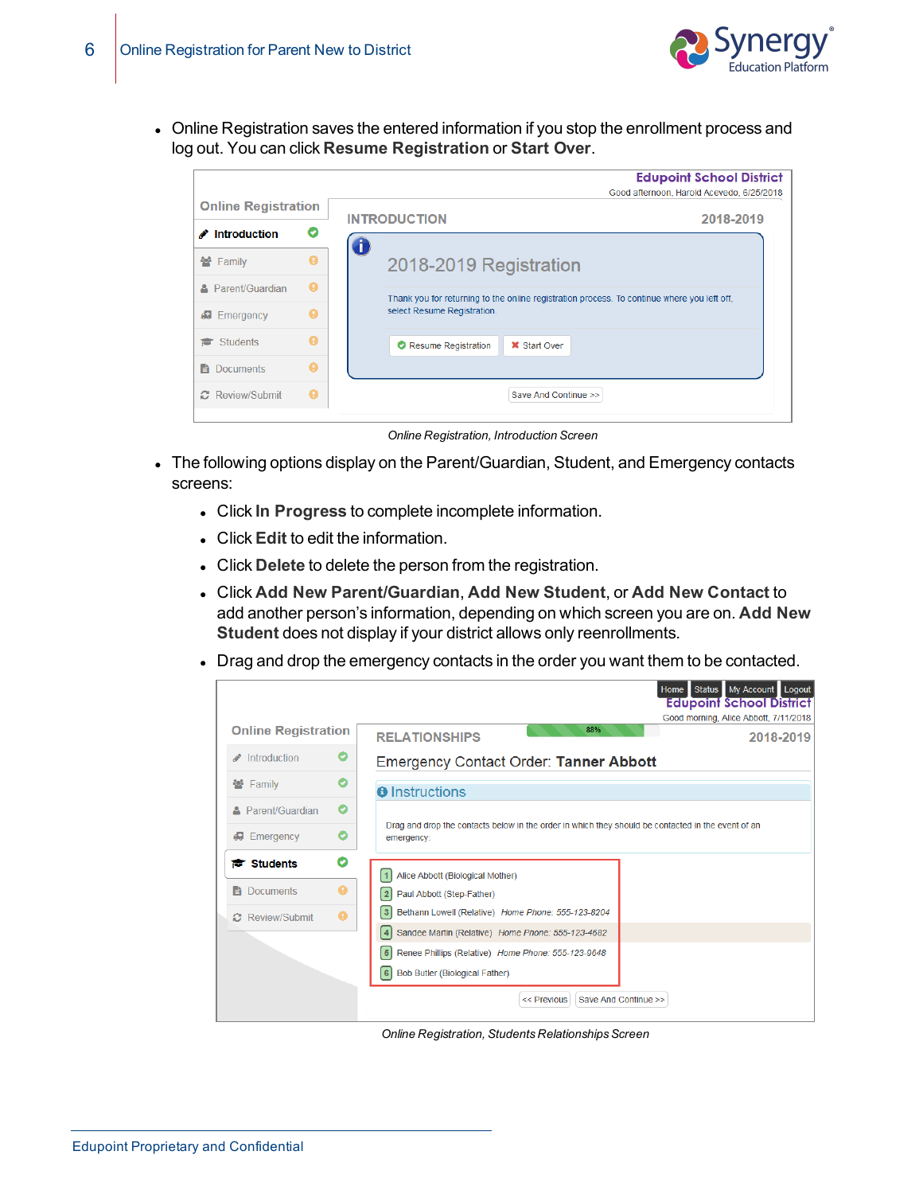- Online Registration saves the entered information if you stop the enrollment process and log out. You can click **Resume Registration** or **Start Over**.

*Online Registration, Introduction Screen*

- The following options display on the Parent/Guardian, Student, and Emergency contacts screens:
  - Click **In Progress** to complete incomplete information.
  - Click **Edit** to edit the information.
  - Click **Delete** to delete the person from the registration.
  - Click **Add New Parent/Guardian**, **Add New Student**, or **Add New Contact** to add another person's information, depending on which screen you are on. **Add New Student** does not display if your district allows only reenrollments.
  - Drag and drop the emergency contacts in the order you want them to be contacted.

*Online Registration, Students Relationships Screen*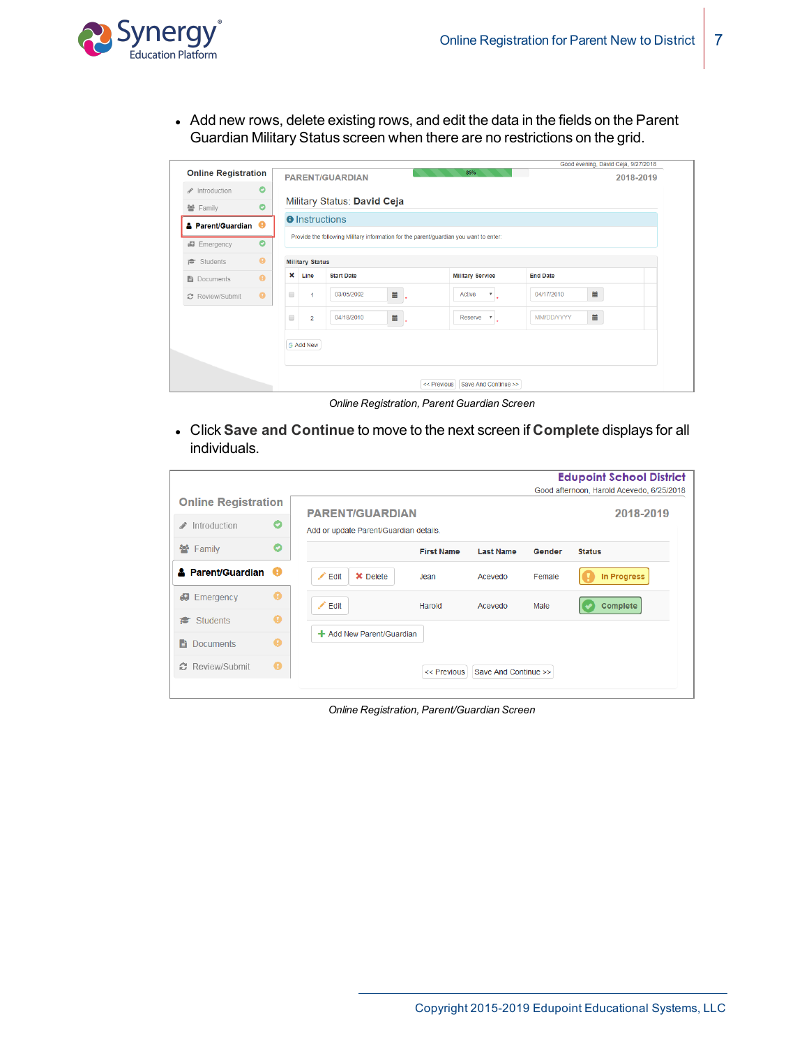- Add new rows, delete existing rows, and edit the data in the fields on the Parent Guardian Military Status screen when there are no restrictions on the grid.

*Online Registration, Parent Guardian Screen*

- Click **Save and Continue** to move to the next screen if **Complete** displays for all individuals.

*Online Registration, Parent/Guardian Screen*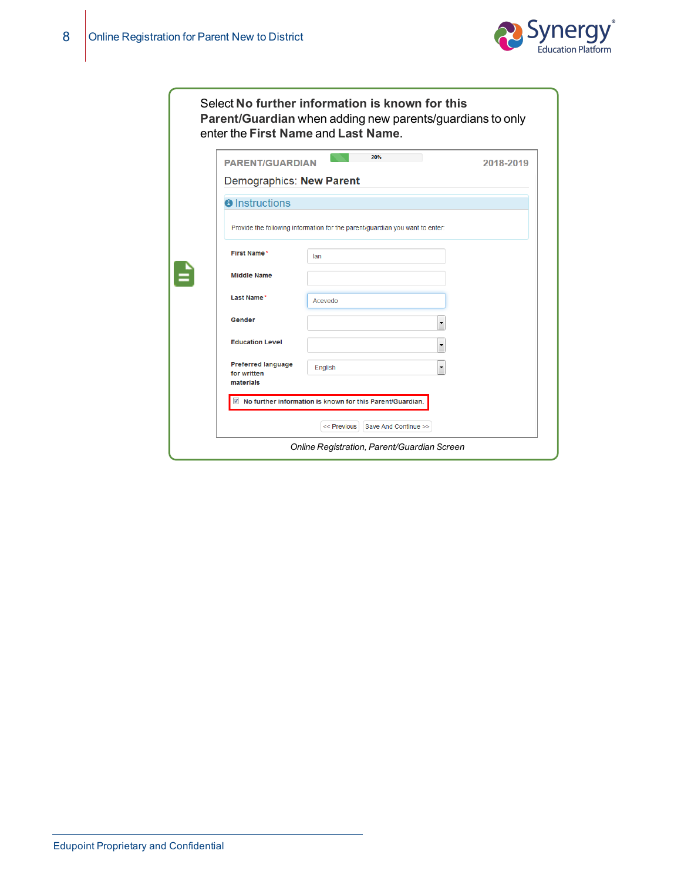Select **No further information is known for this Parent/Guardian** when adding new parents/guardians to only enter the **First Name** and **Last Name**.

PARENT/GUARDIAN 20% 2018-2019

Demographics: **New Parent**

Instructions

Provide the following information for the parent/guardian you want to enter:

First Name* Ian

Middle Name

Last Name* Acevedo

Gender

Education Level

Preferred language for written materials English

☑ No further information is known for this Parent/Guardian.

<< Previous | Save And Continue >>

*Online Registration, Parent/Guardian Screen*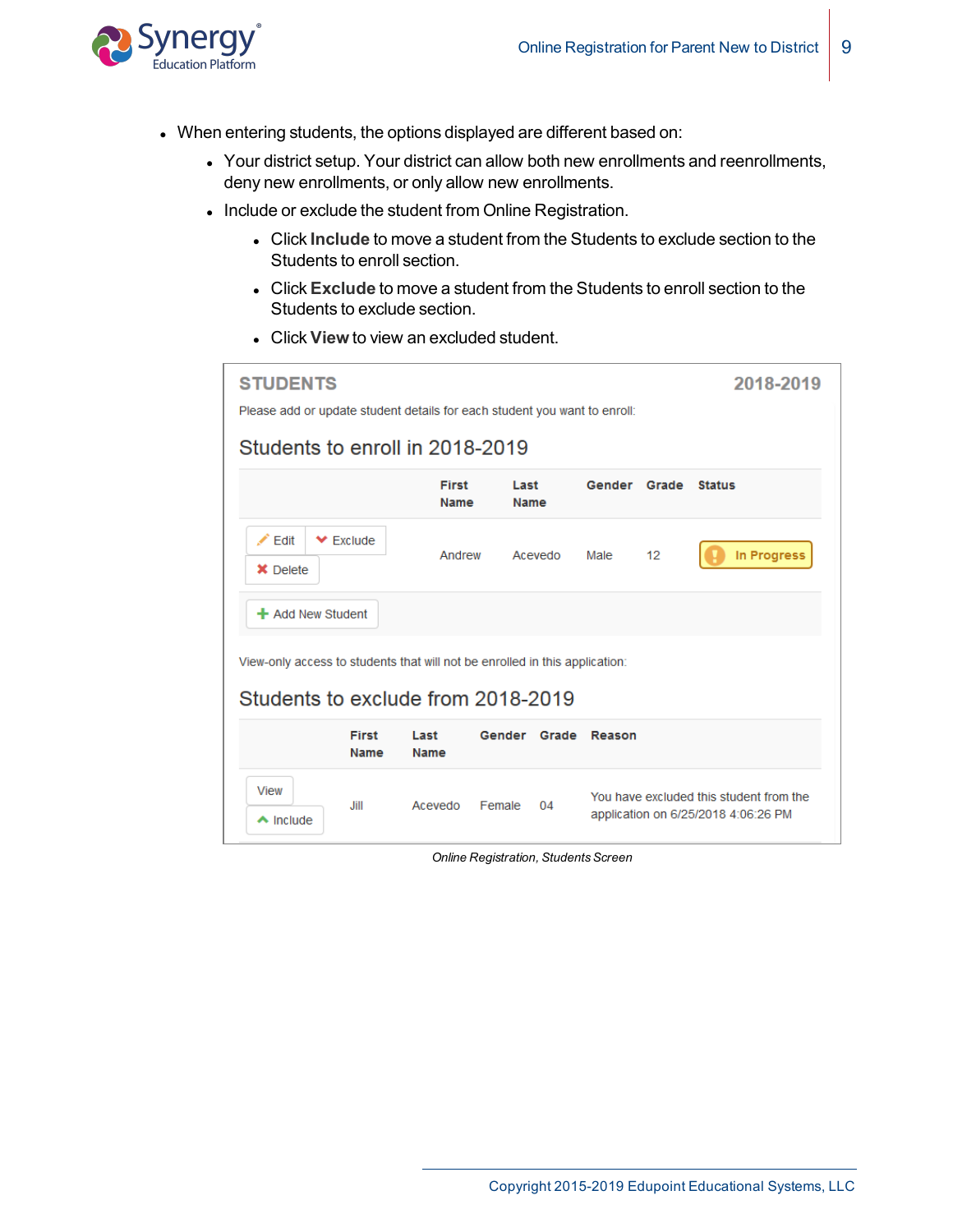- When entering students, the options displayed are different based on:
  - Your district setup. Your district can allow both new enrollments and reenrollments, deny new enrollments, or only allow new enrollments.
  - Include or exclude the student from Online Registration.
    - Click **Include** to move a student from the Students to exclude section to the Students to enroll section.
    - Click **Exclude** to move a student from the Students to enroll section to the Students to exclude section.
    - Click **View** to view an excluded student.

**STUDENTS** **2018-2019**

Please add or update student details for each student you want to enroll:

Students to enroll in 2018-2019

| | First Name | Last Name | Gender | Grade | Status |
|---|---|---|---|---|---|
| Edit, Exclude, Delete | Andrew | Acevedo | Male | 12 | In Progress |

Add New Student

View-only access to students that will not be enrolled in this application:

Students to exclude from 2018-2019

| | First Name | Last Name | Gender | Grade | Reason |
|---|---|---|---|---|---|
| View, Include | Jill | Acevedo | Female | 04 | You have excluded this student from the application on 6/25/2018 4:06:26 PM |

*Online Registration, Students Screen*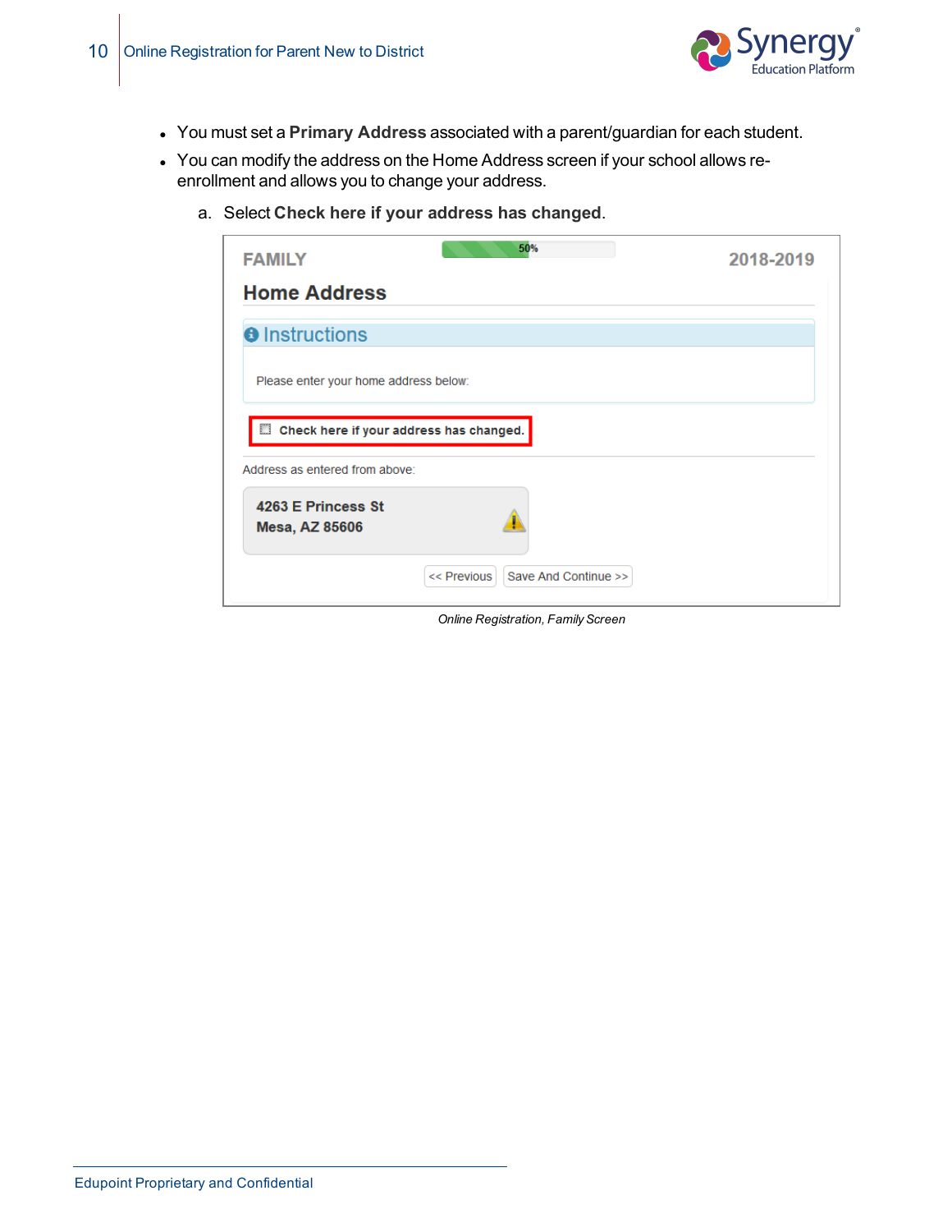- You must set a **Primary Address** associated with a parent/guardian for each student.
- You can modify the address on the Home Address screen if your school allows re-enrollment and allows you to change your address.

   a. Select **Check here if your address has changed**.

FAMILY 50% 2018-2019

Home Address

Instructions

Please enter your home address below:

Check here if your address has changed.

Address as entered from above:

4263 E Princess St
Mesa, AZ 85606

<< Previous  Save And Continue >>

*Online Registration, Family Screen*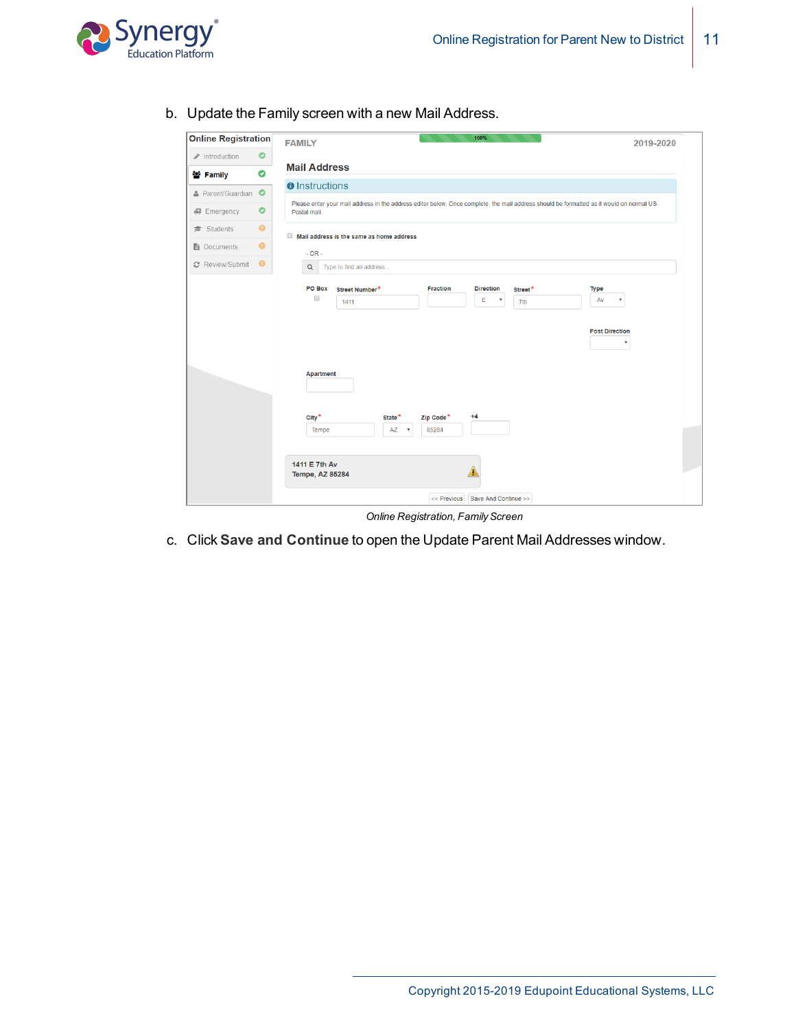b. Update the Family screen with a new Mail Address.

*Online Registration, Family Screen*

c. Click **Save and Continue** to open the Update Parent Mail Addresses window.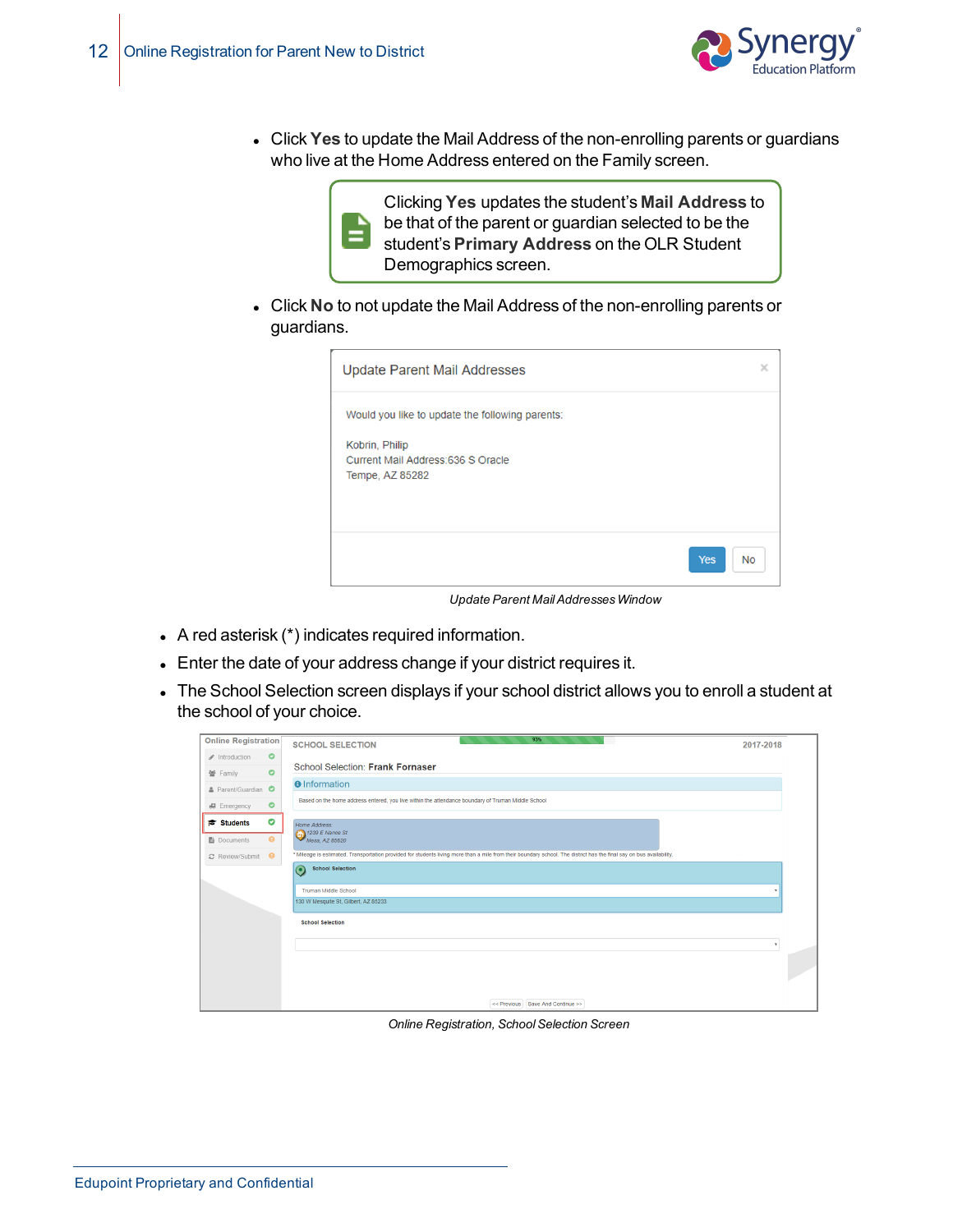- Click **Yes** to update the Mail Address of the non-enrolling parents or guardians who live at the Home Address entered on the Family screen.

> Clicking **Yes** updates the student's **Mail Address** to be that of the parent or guardian selected to be the student's **Primary Address** on the OLR Student Demographics screen.

- Click **No** to not update the Mail Address of the non-enrolling parents or guardians.

*Update Parent Mail Addresses Window*

- A red asterisk (*) indicates required information.
- Enter the date of your address change if your district requires it.
- The School Selection screen displays if your school district allows you to enroll a student at the school of your choice.

*Online Registration, School Selection Screen*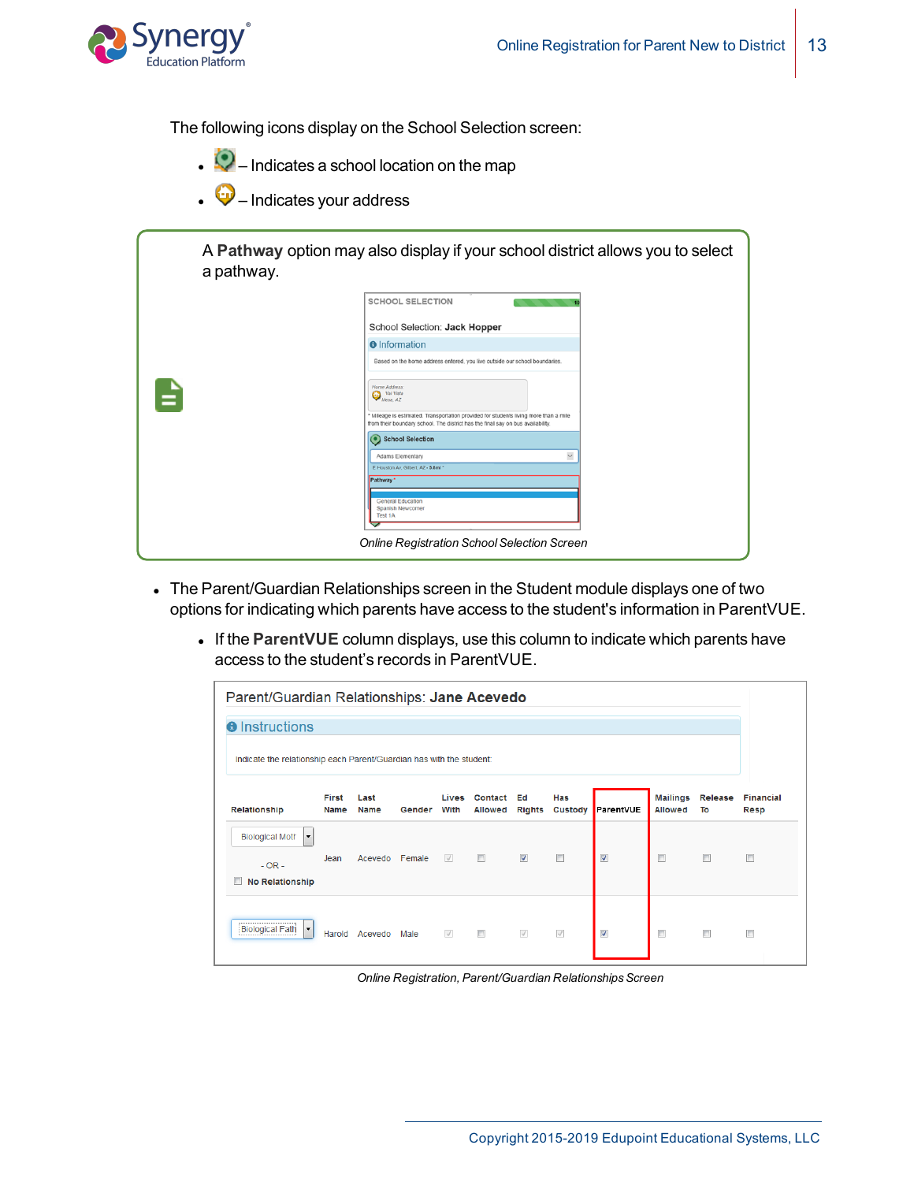The following icons display on the School Selection screen:

- – Indicates a school location on the map
- – Indicates your address

> A **Pathway** option may also display if your school district allows you to select a pathway.
>
> *Online Registration School Selection Screen*

- The Parent/Guardian Relationships screen in the Student module displays one of two options for indicating which parents have access to the student's information in ParentVUE.
  - If the **ParentVUE** column displays, use this column to indicate which parents have access to the student's records in ParentVUE.

*Online Registration, Parent/Guardian Relationships Screen*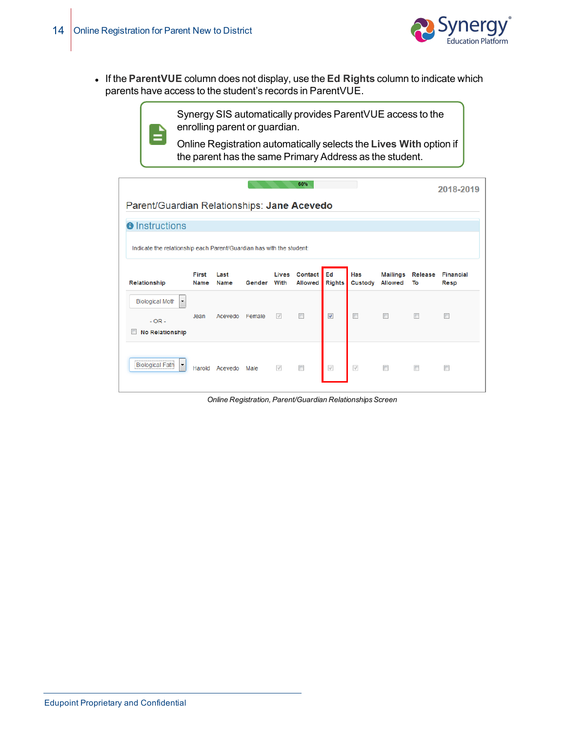- If the **ParentVUE** column does not display, use the **Ed Rights** column to indicate which parents have access to the student's records in ParentVUE.

> Synergy SIS automatically provides ParentVUE access to the enrolling parent or guardian.
>
> Online Registration automatically selects the **Lives With** option if the parent has the same Primary Address as the student.

*Online Registration, Parent/Guardian Relationships Screen*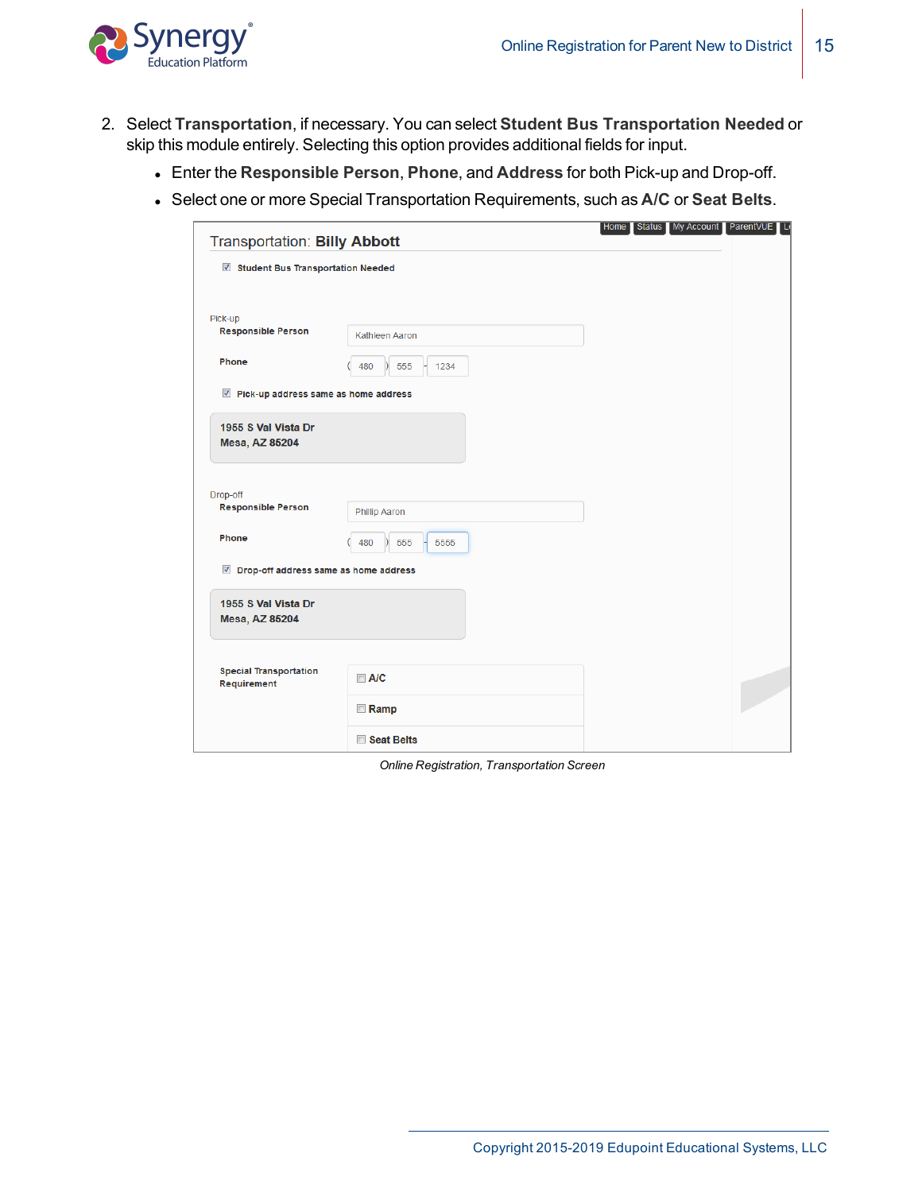2. Select **Transportation**, if necessary. You can select **Student Bus Transportation Needed** or skip this module entirely. Selecting this option provides additional fields for input.
   - Enter the **Responsible Person**, **Phone**, and **Address** for both Pick-up and Drop-off.
   - Select one or more Special Transportation Requirements, such as **A/C** or **Seat Belts**.

*Online Registration, Transportation Screen*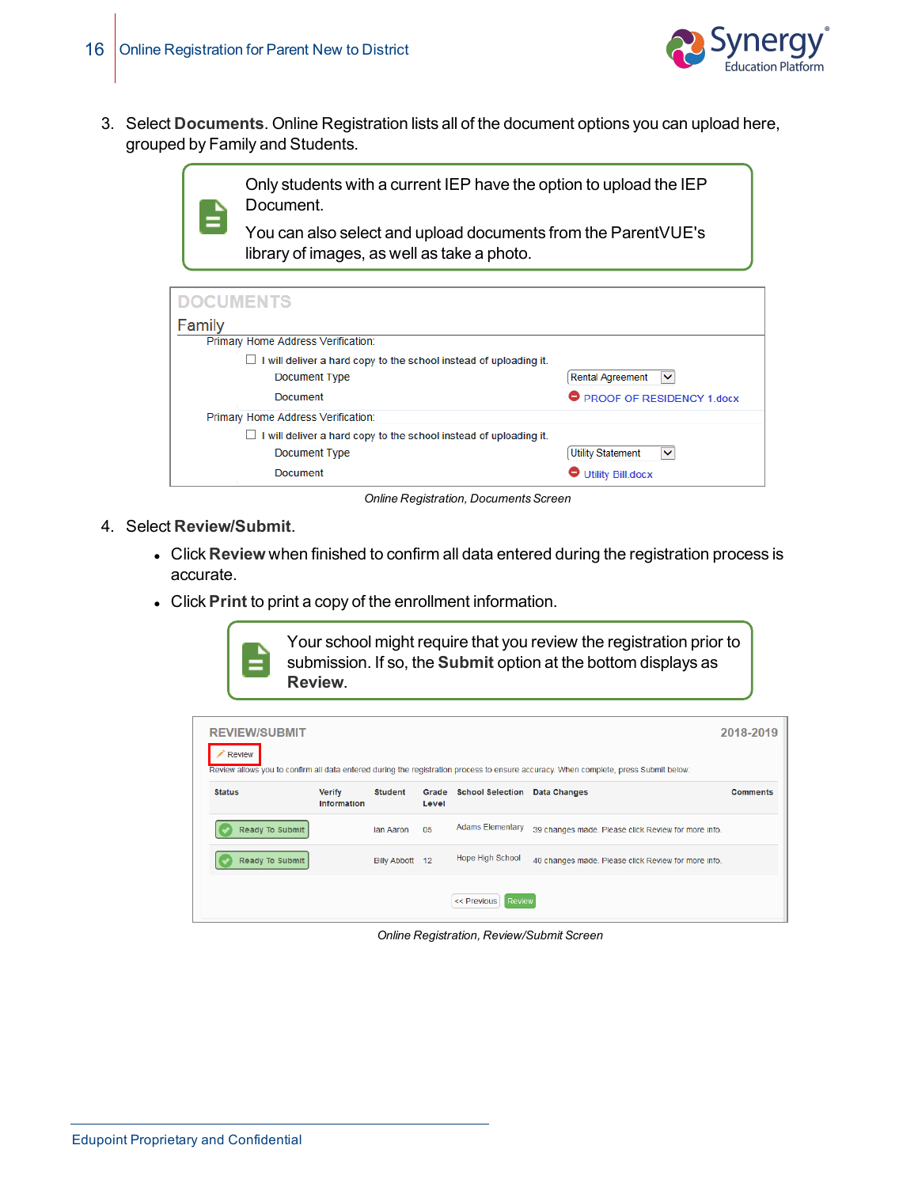3. Select **Documents**. Online Registration lists all of the document options you can upload here, grouped by Family and Students.

> Only students with a current IEP have the option to upload the IEP Document.
>
> You can also select and upload documents from the ParentVUE's library of images, as well as take a photo.

DOCUMENTS

Family

Primary Home Address Verification:

☐ I will deliver a hard copy to the school instead of uploading it.

Document Type: Rental Agreement

Document: PROOF OF RESIDENCY 1.docx

Primary Home Address Verification:

☐ I will deliver a hard copy to the school instead of uploading it.

Document Type: Utility Statement

Document: Utility Bill.docx

*Online Registration, Documents Screen*

4. Select **Review/Submit**.
   - Click **Review** when finished to confirm all data entered during the registration process is accurate.
   - Click **Print** to print a copy of the enrollment information.

> Your school might require that you review the registration prior to submission. If so, the **Submit** option at the bottom displays as **Review**.

REVIEW/SUBMIT 2018-2019

Review

Review allows you to confirm all data entered during the registration process to ensure accuracy. When complete, press Submit below.

| Status | Verify Information | Student | Grade Level | School Selection | Data Changes | Comments |
|---|---|---|---|---|---|---|
| Ready To Submit | | Ian Aaron | 05 | Adams Elementary | 39 changes made. Please click Review for more info. | |
| Ready To Submit | | Billy Abbott | 12 | Hope High School | 40 changes made. Please click Review for more info. | |

<< Previous | Review

*Online Registration, Review/Submit Screen*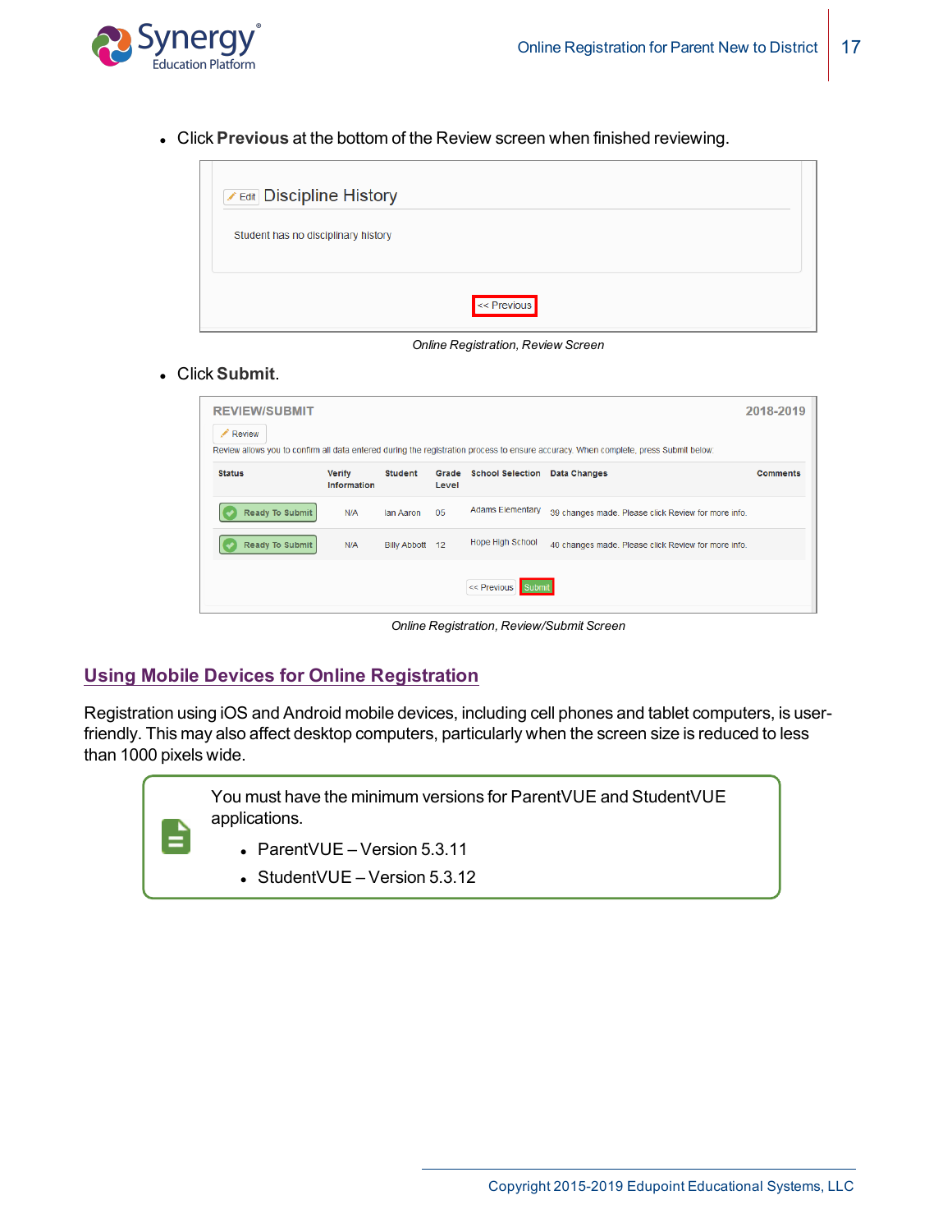- Click **Previous** at the bottom of the Review screen when finished reviewing.

*Online Registration, Review Screen*

- Click **Submit**.

*Online Registration, Review/Submit Screen*

## Using Mobile Devices for Online Registration

Registration using iOS and Android mobile devices, including cell phones and tablet computers, is user-friendly. This may also affect desktop computers, particularly when the screen size is reduced to less than 1000 pixels wide.

> You must have the minimum versions for ParentVUE and StudentVUE applications.
>
> - ParentVUE – Version 5.3.11
> - StudentVUE – Version 5.3.12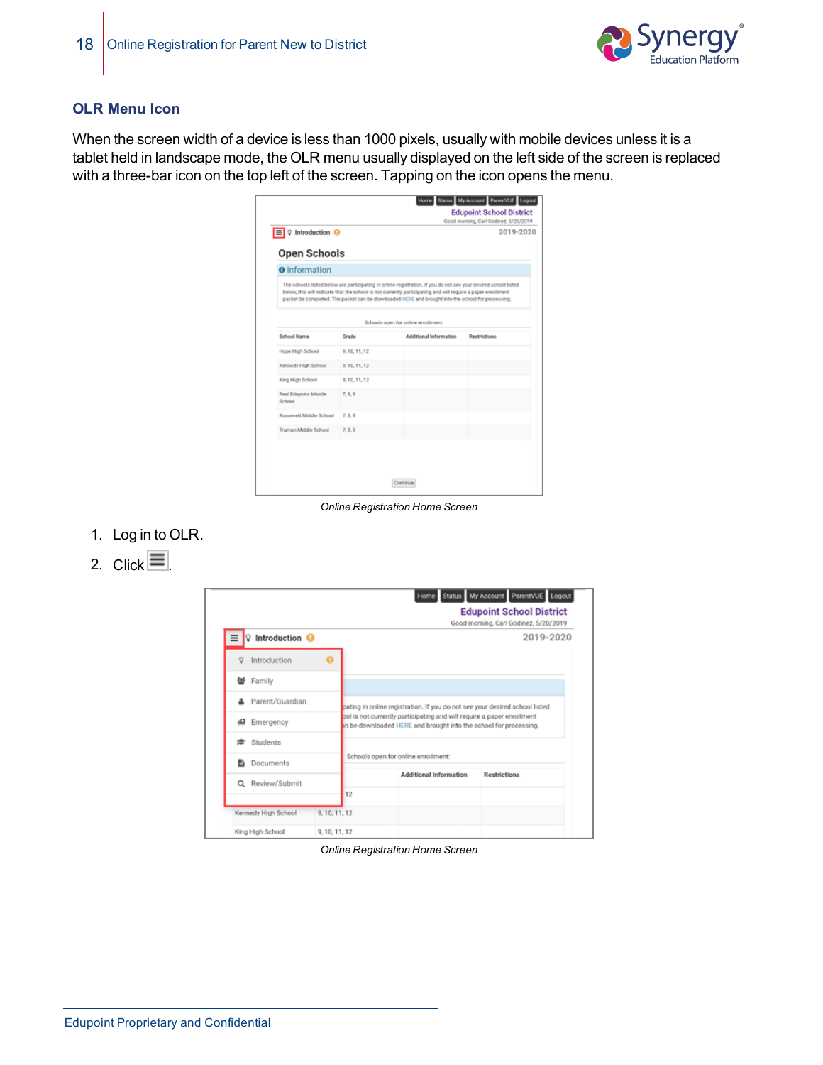### OLR Menu Icon

When the screen width of a device is less than 1000 pixels, usually with mobile devices unless it is a tablet held in landscape mode, the OLR menu usually displayed on the left side of the screen is replaced with a three-bar icon on the top left of the screen. Tapping on the icon opens the menu.

*Online Registration Home Screen*

1. Log in to OLR.
2. Click ☰.

*Online Registration Home Screen*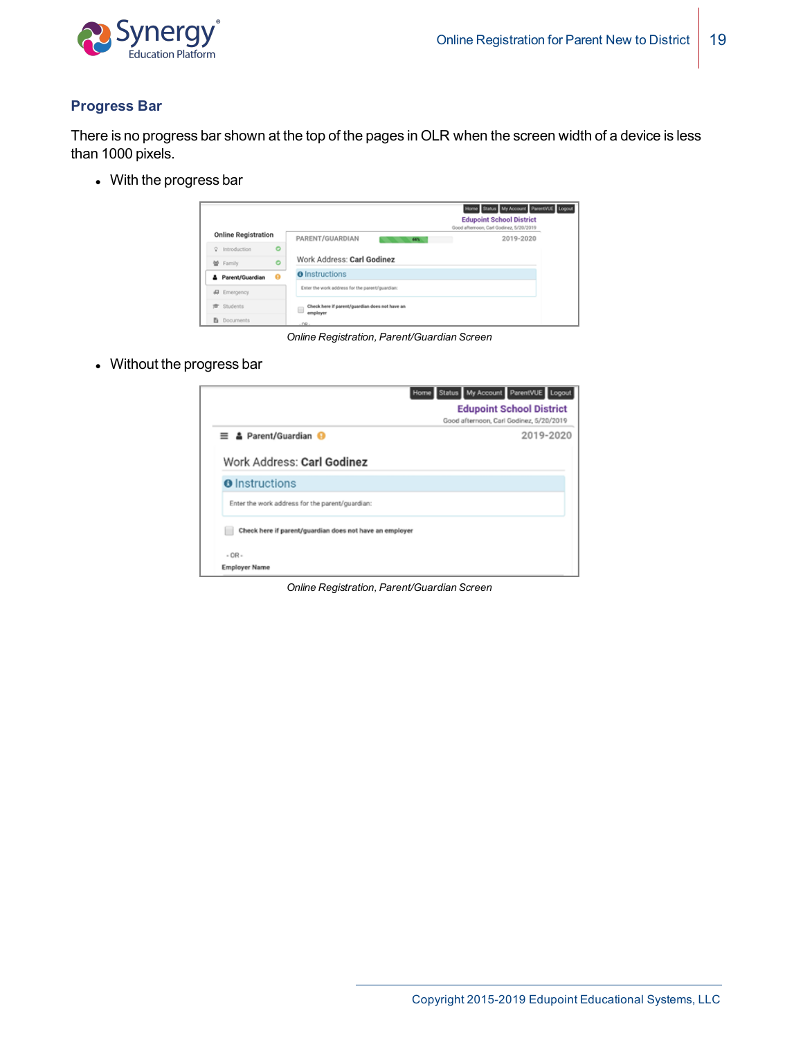## Progress Bar

There is no progress bar shown at the top of the pages in OLR when the screen width of a device is less than 1000 pixels.

- With the progress bar

*Online Registration, Parent/Guardian Screen*

- Without the progress bar

*Online Registration, Parent/Guardian Screen*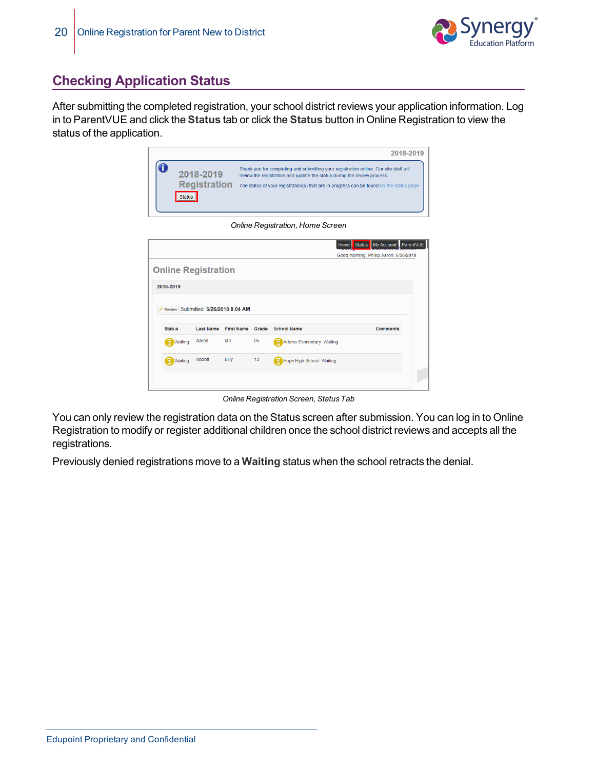## Checking Application Status

After submitting the completed registration, your school district reviews your application information. Log in to ParentVUE and click the **Status** tab or click the **Status** button in Online Registration to view the status of the application.

*Online Registration, Home Screen*

*Online Registration Screen, Status Tab*

You can only review the registration data on the Status screen after submission. You can log in to Online Registration to modify or register additional children once the school district reviews and accepts all the registrations.

Previously denied registrations move to a **Waiting** status when the school retracts the denial.